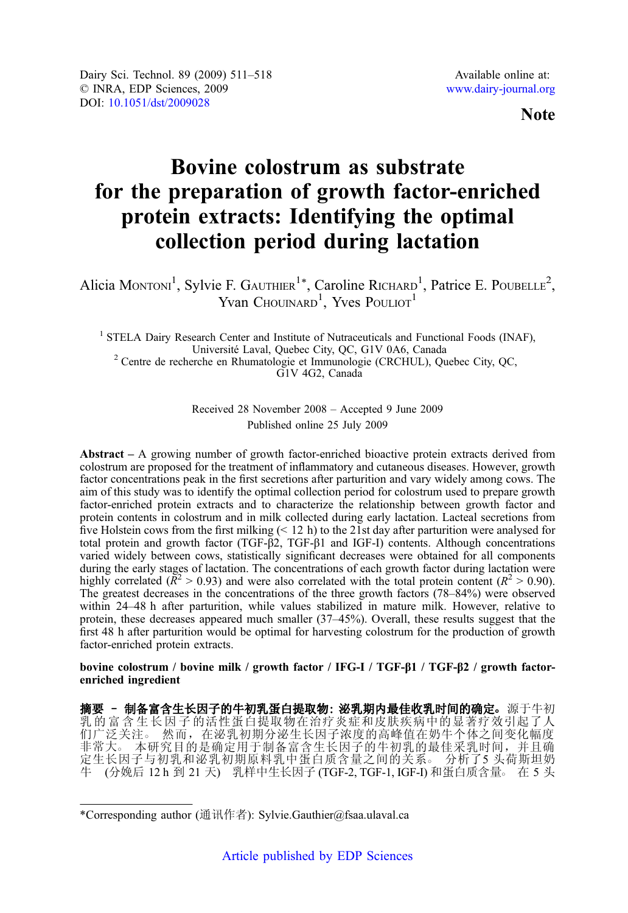Dairy Sci. Technol. 89 (2009) 511–518
© INRA, EDP Sciences, 2009
DOI: 10.1051/dst/2009028

Available online at:
www.dairy-journal.org

**Note**

# Bovine colostrum as substrate for the preparation of growth factor-enriched protein extracts: Identifying the optimal collection period during lactation

Alicia Montoni[1], Sylvie F. Gauthier[1*], Caroline Richard[1], Patrice E. Poubelle[2], Yvan Chouinard[1], Yves Pouliot[1]

[1] STELA Dairy Research Center and Institute of Nutraceuticals and Functional Foods (INAF), Université Laval, Quebec City, QC, G1V 0A6, Canada
[2] Centre de recherche en Rhumatologie et Immunologie (CRCHUL), Quebec City, QC, G1V 4G2, Canada

Received 28 November 2008 – Accepted 9 June 2009
Published online 25 July 2009

**Abstract** – A growing number of growth factor-enriched bioactive protein extracts derived from colostrum are proposed for the treatment of inflammatory and cutaneous diseases. However, growth factor concentrations peak in the first secretions after parturition and vary widely among cows. The aim of this study was to identify the optimal collection period for colostrum used to prepare growth factor-enriched protein extracts and to characterize the relationship between growth factor and protein contents in colostrum and in milk collected during early lactation. Lacteal secretions from five Holstein cows from the first milking (< 12 h) to the 21st day after parturition were analysed for total protein and growth factor (TGF-β2, TGF-β1 and IGF-I) contents. Although concentrations varied widely between cows, statistically significant decreases were obtained for all components during the early stages of lactation. The concentrations of each growth factor during lactation were highly correlated ($R^2 > 0.93$) and were also correlated with the total protein content ($R^2 > 0.90$). The greatest decreases in the concentrations of the three growth factors (78–84%) were observed within 24–48 h after parturition, while values stabilized in mature milk. However, relative to protein, these decreases appeared much smaller (37–45%). Overall, these results suggest that the first 48 h after parturition would be optimal for harvesting colostrum for the production of growth factor-enriched protein extracts.

**bovine colostrum / bovine milk / growth factor / IFG-I / TGF-β1 / TGF-β2 / growth factor-enriched ingredient**

**摘要 – 制备富含生长因子的牛初乳蛋白提取物：泌乳期内最佳收乳时间的确定。**源于牛初乳的富含生长因子的活性蛋白提取物在治疗炎症和皮肤疾病中的显著疗效引起了人们广泛关注。 然而，在泌乳初期分泌生长因子浓度的高峰值在奶牛个体之间变化幅度非常大。 本研究目的是确定用于制备富含生长因子的牛初乳的最佳采乳时间，并且确定生长因子与初乳和泌乳初期原料乳中蛋白质含量之间的关系。 分析了5 头荷斯坦奶牛 (分娩后 12 h 到 21 天) 乳样中生长因子 (TGF-2, TGF-1, IGF-I) 和蛋白质含量。 在 5 头

*Corresponding author (通讯作者): Sylvie.Gauthier@fsaa.ulaval.ca

Article published by EDP Sciences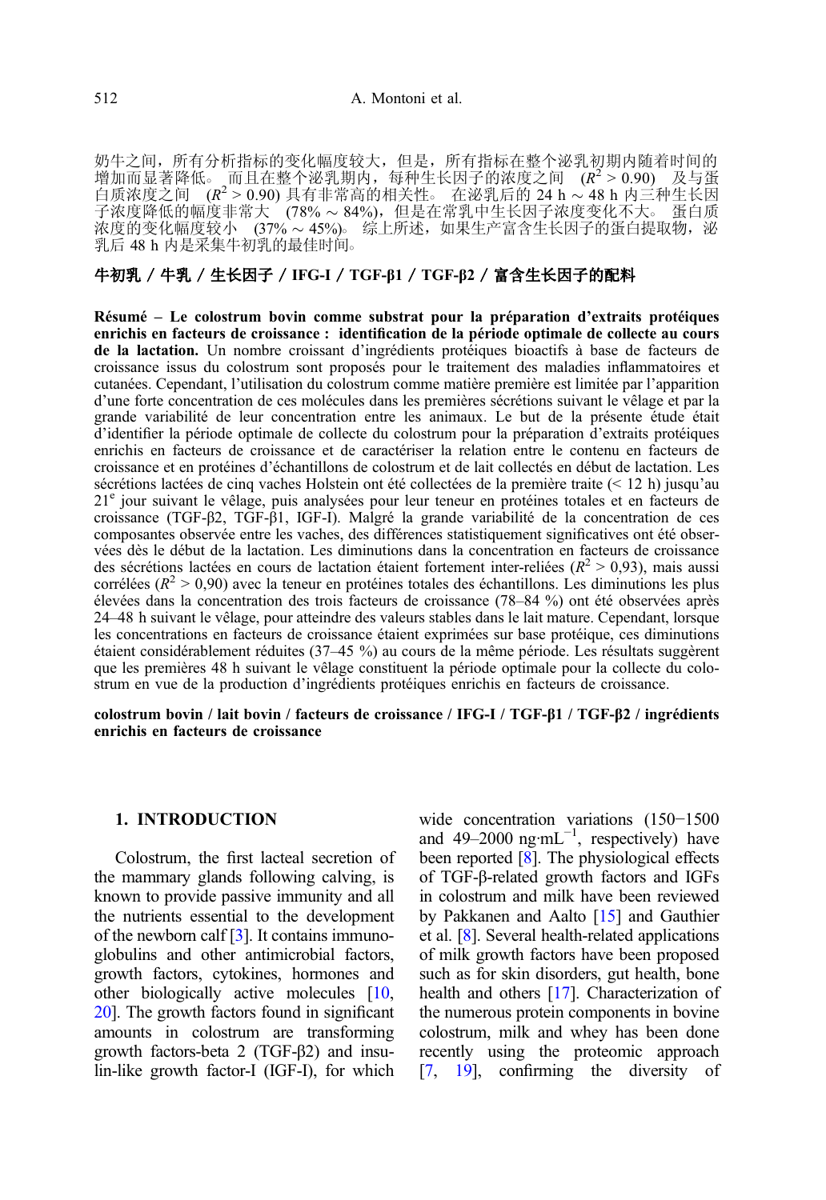奶牛之间，所有分析指标的变化幅度较大，但是，所有指标在整个泌乳初期内随着时间的增加而显著降低。 而且在整个泌乳期内，每种生长因子的浓度之间 ($R^2 > 0.90$) 及与蛋白质浓度之间 ($R^2 > 0.90$) 具有非常高的相关性。 在泌乳后的 24 h ~ 48 h 内三种生长因子浓度降低的幅度非常大 (78% ~ 84%)，但是在常乳中生长因子浓度变化不大。 蛋白质浓度的变化幅度较小 (37% ~ 45%)。 综上所述，如果生产富含生长因子的蛋白提取物，泌乳后 48 h 内是采集牛初乳的最佳时间。

**牛初乳 / 牛乳 / 生长因子 / IFG-I / TGF-β1 / TGF-β2 / 富含生长因子的配料**

**Résumé – Le colostrum bovin comme substrat pour la préparation d'extraits protéiques enrichis en facteurs de croissance : identification de la période optimale de collecte au cours de la lactation.** Un nombre croissant d'ingrédients protéiques bioactifs à base de facteurs de croissance issus du colostrum sont proposés pour le traitement des maladies inflammatoires et cutanées. Cependant, l'utilisation du colostrum comme matière première est limitée par l'apparition d'une forte concentration de ces molécules dans les premières sécrétions suivant le vêlage et par la grande variabilité de leur concentration entre les animaux. Le but de la présente étude était d'identifier la période optimale de collecte du colostrum pour la préparation d'extraits protéiques enrichis en facteurs de croissance et de caractériser la relation entre le contenu en facteurs de croissance et en protéines d'échantillons de colostrum et de lait collectés en début de lactation. Les sécrétions lactées de cinq vaches Holstein ont été collectées de la première traite (< 12 h) jusqu'au 21[e] jour suivant le vêlage, puis analysées pour leur teneur en protéines totales et en facteurs de croissance (TGF-β2, TGF-β1, IGF-I). Malgré la grande variabilité de la concentration de ces composantes observée entre les vaches, des différences statistiquement significatives ont été observées dès le début de la lactation. Les diminutions dans la concentration en facteurs de croissance des sécrétions lactées en cours de lactation étaient fortement inter-reliées ($R^2 > 0,93$), mais aussi corrélées ($R^2 > 0,90$) avec la teneur en protéines totales des échantillons. Les diminutions les plus élevées dans la concentration des trois facteurs de croissance (78–84 %) ont été observées après 24–48 h suivant le vêlage, pour atteindre des valeurs stables dans le lait mature. Cependant, lorsque les concentrations en facteurs de croissance étaient exprimées sur leur base protéique, ces diminutions étaient considérablement réduites (37–45 %) au cours de la même période. Les résultats suggèrent que les premières 48 h suivant le vêlage constituent la période optimale pour la collecte du colostrum en vue de la production d'ingrédients protéiques enrichis en facteurs de croissance.

**colostrum bovin / lait bovin / facteurs de croissance / IFG-I / TGF-β1 / TGF-β2 / ingrédients enrichis en facteurs de croissance**

## 1. INTRODUCTION

Colostrum, the first lacteal secretion of the mammary glands following calving, is known to provide passive immunity and all the nutrients essential to the development of the newborn calf [3]. It contains immunoglobulins and other antimicrobial factors, growth factors, cytokines, hormones and other biologically active molecules [10, 20]. The growth factors found in significant amounts in colostrum are transforming growth factors-beta 2 (TGF-β2) and insulin-like growth factor-I (IGF-I), for which wide concentration variations (150−1500 and 49–2000 $ng \cdot mL^{-1}$, respectively) have been reported [8]. The physiological effects of TGF-β-related growth factors and IGFs in colostrum and milk have been reviewed by Pakkanen and Aalto [15] and Gauthier et al. [8]. Several health-related applications of milk growth factors have been proposed such as for skin disorders, gut health, bone health and others [17]. Characterization of the numerous protein components in bovine colostrum, milk and whey has been done recently using the proteomic approach [7, 19], confirming the diversity of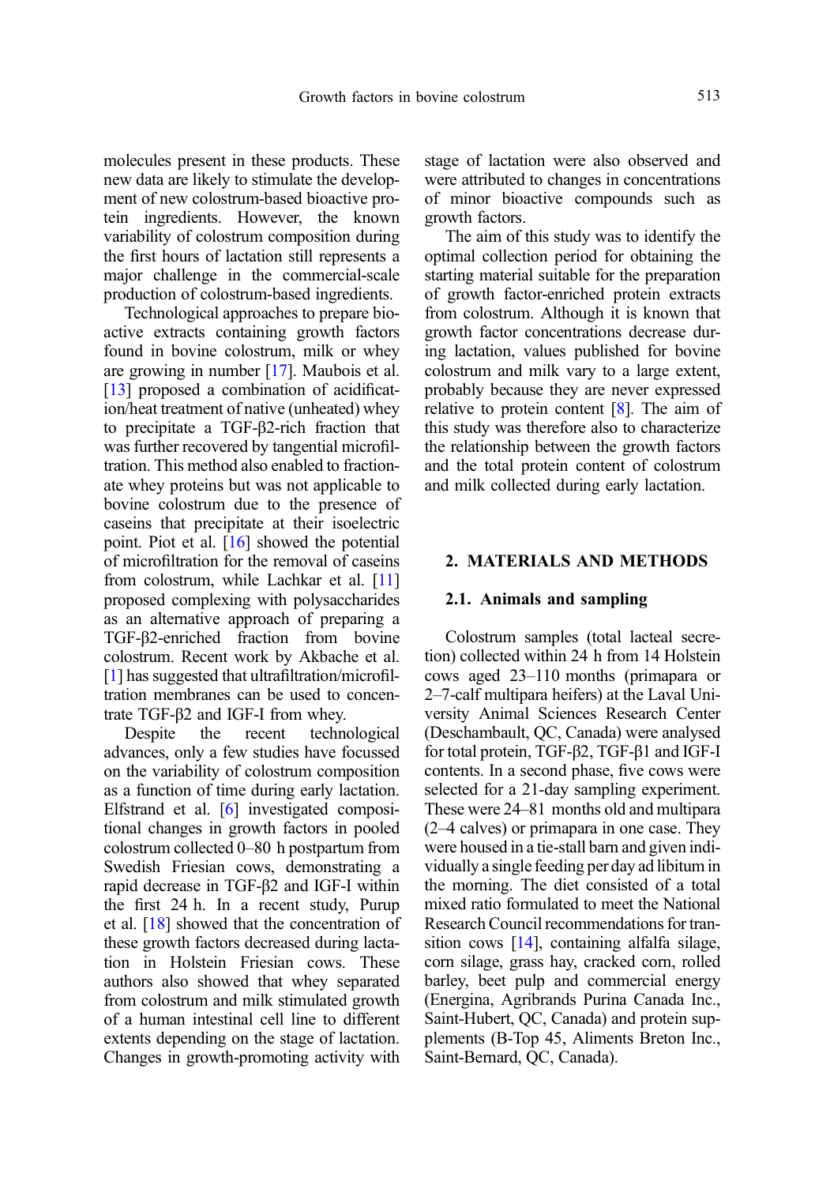molecules present in these products. These new data are likely to stimulate the development of new colostrum-based bioactive protein ingredients. However, the known variability of colostrum composition during the first hours of lactation still represents a major challenge in the commercial-scale production of colostrum-based ingredients.

Technological approaches to prepare bioactive extracts containing growth factors found in bovine colostrum, milk or whey are growing in number [17]. Maubois et al. [13] proposed a combination of acidification/heat treatment of native (unheated) whey to precipitate a TGF-β2-rich fraction that was further recovered by tangential microfiltration. This method also enabled to fractionate whey proteins but was not applicable to bovine colostrum due to the presence of caseins that precipitate at their isoelectric point. Piot et al. [16] showed the potential of microfiltration for the removal of caseins from colostrum, while Lachkar et al. [11] proposed complexing with polysaccharides as an alternative approach of preparing a TGF-β2-enriched fraction from bovine colostrum. Recent work by Akbache et al. [1] has suggested that ultrafiltration/microfiltration membranes can be used to concentrate TGF-β2 and IGF-I from whey.

Despite the recent technological advances, only a few studies have focussed on the variability of colostrum composition as a function of time during early lactation. Elfstrand et al. [6] investigated compositional changes in growth factors in pooled colostrum collected 0–80 h postpartum from Swedish Friesian cows, demonstrating a rapid decrease in TGF-β2 and IGF-I within the first 24 h. In a recent study, Purup et al. [18] showed that the concentration of these growth factors decreased during lactation in Holstein Friesian cows. These authors also showed that whey separated from colostrum and milk stimulated growth of a human intestinal cell line to different extents depending on the stage of lactation. Changes in growth-promoting activity with stage of lactation were also observed and were attributed to changes in concentrations of minor bioactive compounds such as growth factors.

The aim of this study was to identify the optimal collection period for obtaining the starting material suitable for the preparation of growth factor-enriched protein extracts from colostrum. Although it is known that growth factor concentrations decrease during lactation, values published for bovine colostrum and milk vary to a large extent, probably because they are never expressed relative to protein content [8]. The aim of this study was therefore also to characterize the relationship between the growth factors and the total protein content of colostrum and milk collected during early lactation.

## 2. MATERIALS AND METHODS

### 2.1. Animals and sampling

Colostrum samples (total lacteal secretion) collected within 24 h from 14 Holstein cows aged 23–110 months (primapara or 2–7-calf multipara heifers) at the Laval University Animal Sciences Research Center (Deschambault, QC, Canada) were analysed for total protein, TGF-β2, TGF-β1 and IGF-I contents. In a second phase, five cows were selected for a 21-day sampling experiment. These were 24–81 months old and multipara (2–4 calves) or primapara in one case. They were housed in a tie-stall barn and given individually a single feeding per day ad libitum in the morning. The diet consisted of a total mixed ratio formulated to meet the National Research Council recommendations for transition cows [14], containing alfalfa silage, corn silage, grass hay, cracked corn, rolled barley, beet pulp and commercial energy (Energina, Agribrands Purina Canada Inc., Saint-Hubert, QC, Canada) and protein supplements (B-Top 45, Aliments Breton Inc., Saint-Bernard, QC, Canada).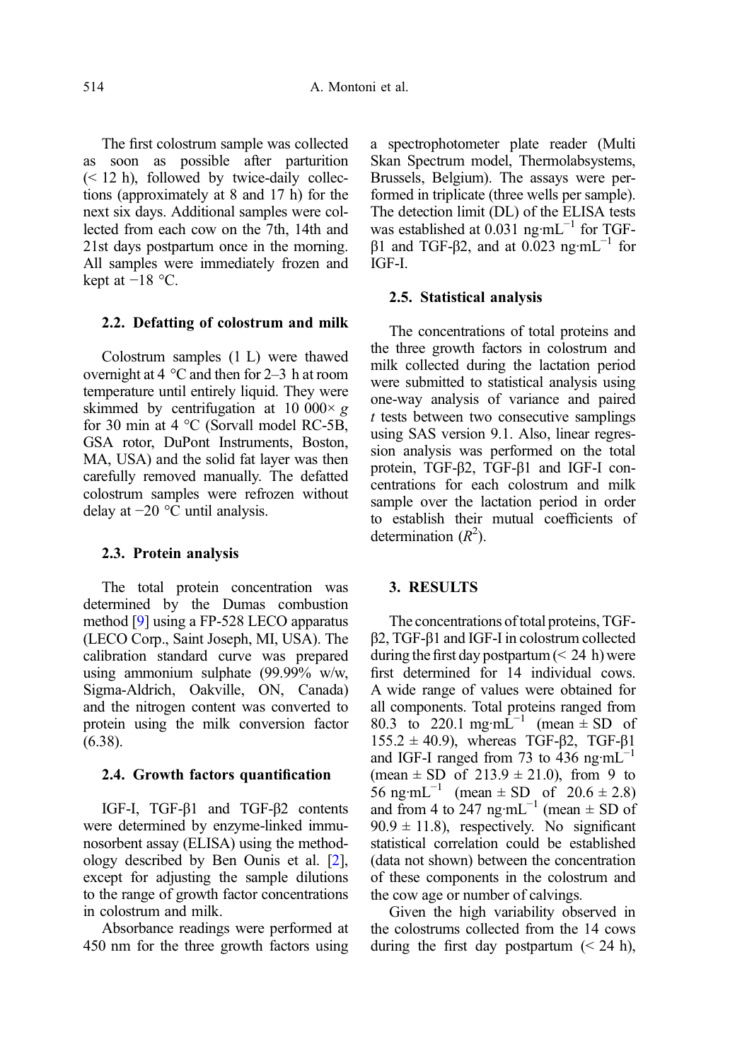The first colostrum sample was collected as soon as possible after parturition (< 12 h), followed by twice-daily collections (approximately at 8 and 17 h) for the next six days. Additional samples were collected from each cow on the 7th, 14th and 21st days postpartum once in the morning. All samples were immediately frozen and kept at −18 °C.

### 2.2. Defatting of colostrum and milk

Colostrum samples (1 L) were thawed overnight at 4 °C and then for 2–3 h at room temperature until entirely liquid. They were skimmed by centrifugation at 10 000× *g* for 30 min at 4 °C (Sorvall model RC-5B, GSA rotor, DuPont Instruments, Boston, MA, USA) and the solid fat layer was then carefully removed manually. The defatted colostrum samples were refrozen without delay at −20 °C until analysis.

### 2.3. Protein analysis

The total protein concentration was determined by the Dumas combustion method [9] using a FP-528 LECO apparatus (LECO Corp., Saint Joseph, MI, USA). The calibration standard curve was prepared using ammonium sulphate (99.99% w/w, Sigma-Aldrich, Oakville, ON, Canada) and the nitrogen content was converted to protein using the milk conversion factor (6.38).

### 2.4. Growth factors quantification

IGF-I, TGF-β1 and TGF-β2 contents were determined by enzyme-linked immunosorbent assay (ELISA) using the methodology described by Ben Ounis et al. [2], except for adjusting the sample dilutions to the range of growth factor concentrations in colostrum and milk.

Absorbance readings were performed at 450 nm for the three growth factors using a spectrophotometer plate reader (Multi Skan Spectrum model, Thermolabsystems, Brussels, Belgium). The assays were performed in triplicate (three wells per sample). The detection limit (DL) of the ELISA tests was established at 0.031 ng·mL$^{-1}$ for TGF-β1 and TGF-β2, and at 0.023 ng·mL$^{-1}$ for IGF-I.

### 2.5. Statistical analysis

The concentrations of total proteins and the three growth factors in colostrum and milk collected during the lactation period were submitted to statistical analysis using one-way analysis of variance and paired *t* tests between two consecutive samplings using SAS version 9.1. Also, linear regression analysis was performed on the total protein, TGF-β2, TGF-β1 and IGF-I concentrations for each colostrum and milk sample over the lactation period in order to establish their mutual coefficients of determination ($R^2$).

## 3. RESULTS

The concentrations of total proteins, TGF-β2, TGF-β1 and IGF-I in colostrum collected during the first day postpartum (< 24 h) were first determined for 14 individual cows. A wide range of values were obtained for all components. Total proteins ranged from 80.3 to 220.1 mg·mL$^{-1}$ (mean ± SD of 155.2 ± 40.9), whereas TGF-β2, TGF-β1 and IGF-I ranged from 73 to 436 ng·mL$^{-1}$ (mean ± SD of 213.9 ± 21.0), from 9 to 56 ng·mL$^{-1}$ (mean ± SD of 20.6 ± 2.8) and from 4 to 247 ng·mL$^{-1}$ (mean ± SD of 90.9 ± 11.8), respectively. No significant statistical correlation could be established (data not shown) between the concentration of these components in the colostrum and the cow age or number of calvings.

Given the high variability observed in the colostrums collected from the 14 cows during the first day postpartum (< 24 h),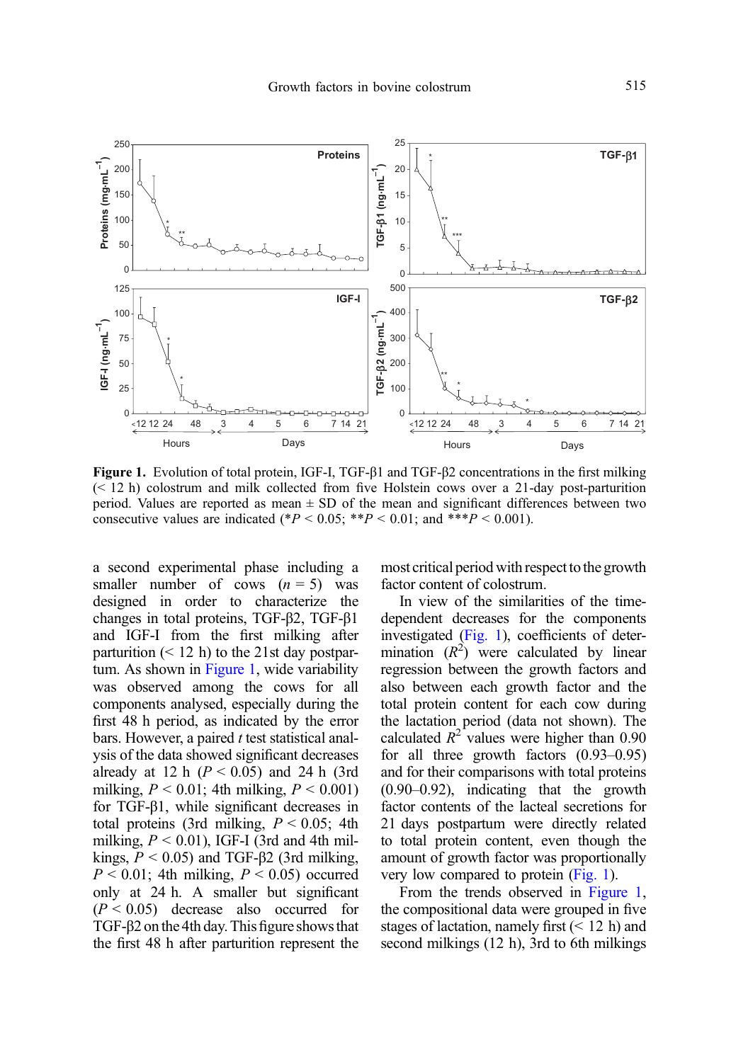**Figure 1.** Evolution of total protein, IGF-I, TGF-β1 and TGF-β2 concentrations in the first milking (< 12 h) colostrum and milk collected from five Holstein cows over a 21-day post-parturition period. Values are reported as mean ± SD of the mean and significant differences between two consecutive values are indicated (* $P < 0.05$; ** $P < 0.01$; and *** $P < 0.001$).

a second experimental phase including a smaller number of cows ($n = 5$) was designed in order to characterize the changes in total proteins, TGF-β2, TGF-β1 and IGF-I from the first milking after parturition (< 12 h) to the 21st day postpartum. As shown in Figure 1, wide variability was observed among the cows for all components analysed, especially during the first 48 h period, as indicated by the error bars. However, a paired $t$ test statistical analysis of the data showed significant decreases already at 12 h ($P < 0.05$) and 24 h (3rd milking, $P < 0.01$; 4th milking, $P < 0.001$) for TGF-β1, while significant decreases in total proteins (3rd milking, $P < 0.05$; 4th milking, $P < 0.01$), IGF-I (3rd and 4th milkings, $P < 0.05$) and TGF-β2 (3rd milking, $P < 0.01$; 4th milking, $P < 0.05$) occurred only at 24 h. A smaller but significant ($P < 0.05$) decrease also occurred for TGF-β2 on the 4th day. This figure shows that the first 48 h after parturition represent the most critical period with respect to the growth factor content of colostrum.

In view of the similarities of the time-dependent decreases for the components investigated (Fig. 1), coefficients of determination ($R^2$) were calculated by linear regression between the growth factors and also between each growth factor and the total protein content for each cow during the lactation period (data not shown). The calculated $R^2$ values were higher than 0.90 for all three growth factors (0.93–0.95) and for their comparisons with total proteins (0.90–0.92), indicating that the growth factor contents of the lacteal secretions for 21 days postpartum were directly related to total protein content, even though the amount of growth factor was proportionally very low compared to protein (Fig. 1).

From the trends observed in Figure 1, the compositional data were grouped in five stages of lactation, namely first (< 12 h) and second milkings (12 h), 3rd to 6th milkings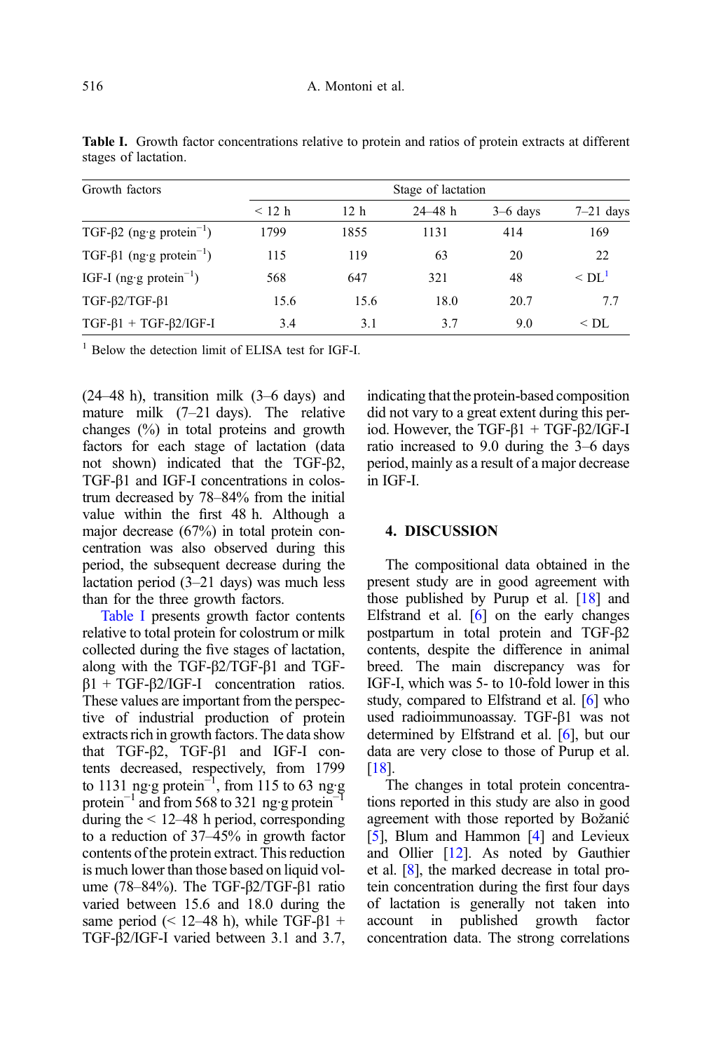**Table I.** Growth factor concentrations relative to protein and ratios of protein extracts at different stages of lactation.

| Growth factors | Stage of lactation | | | | |
|---|---|---|---|---|---|
| | < 12 h | 12 h | 24–48 h | 3–6 days | 7–21 days |
| TGF-β2 (ng·g protein$^{-1}$) | 1799 | 1855 | 1131 | 414 | 169 |
| TGF-β1 (ng·g protein$^{-1}$) | 115 | 119 | 63 | 20 | 22 |
| IGF-I (ng·g protein$^{-1}$) | 568 | 647 | 321 | 48 | < DL[1] |
| TGF-β2/TGF-β1 | 15.6 | 15.6 | 18.0 | 20.7 | 7.7 |
| TGF-β1 + TGF-β2/IGF-I | 3.4 | 3.1 | 3.7 | 9.0 | < DL |

[1] Below the detection limit of ELISA test for IGF-I.

(24–48 h), transition milk (3–6 days) and mature milk (7–21 days). The relative changes (%) in total proteins and growth factors for each stage of lactation (data not shown) indicated that the TGF-β2, TGF-β1 and IGF-I concentrations in colostrum decreased by 78–84% from the initial value within the first 48 h. Although a major decrease (67%) in total protein concentration was also observed during this period, the subsequent decrease during the lactation period (3–21 days) was much less than for the three growth factors.

Table I presents growth factor contents relative to total protein for colostrum or milk collected during the five stages of lactation, along with the TGF-β2/TGF-β1 and TGF-β1 + TGF-β2/IGF-I concentration ratios. These values are important from the perspective of industrial production of protein extracts rich in growth factors. The data show that TGF-β2, TGF-β1 and IGF-I contents decreased, respectively, from 1799 to 1131 ng·g protein$^{-1}$, from 115 to 63 ng·g protein$^{-1}$ and from 568 to 321 ng·g protein$^{-1}$ during the < 12–48 h period, corresponding to a reduction of 37–45% in growth factor contents of the protein extract. This reduction is much lower than those based on liquid volume (78–84%). The TGF-β2/TGF-β1 ratio varied between 15.6 and 18.0 during the same period (< 12–48 h), while TGF-β1 + TGF-β2/IGF-I varied between 3.1 and 3.7, indicating that the protein-based composition did not vary to a great extent during this period. However, the TGF-β1 + TGF-β2/IGF-I ratio increased to 9.0 during the 3–6 days period, mainly as a result of a major decrease in IGF-I.

## 4. DISCUSSION

The compositional data obtained in the present study are in good agreement with those published by Purup et al. [18] and Elfstrand et al. [6] on the early changes postpartum in total protein and TGF-β2 contents, despite the difference in animal breed. The main discrepancy was for IGF-I, which was 5- to 10-fold lower in this study, compared to Elfstrand et al. [6] who used radioimmunoassay. TGF-β1 was not determined by Elfstrand et al. [6], but our data are very close to those of Purup et al. [18].

The changes in total protein concentrations reported in this study are also in good agreement with those reported by Božanić [5], Blum and Hammon [4] and Levieux and Ollier [12]. As noted by Gauthier et al. [8], the marked decrease in total protein concentration during the first four days of lactation is generally not taken into account in published growth factor concentration data. The strong correlations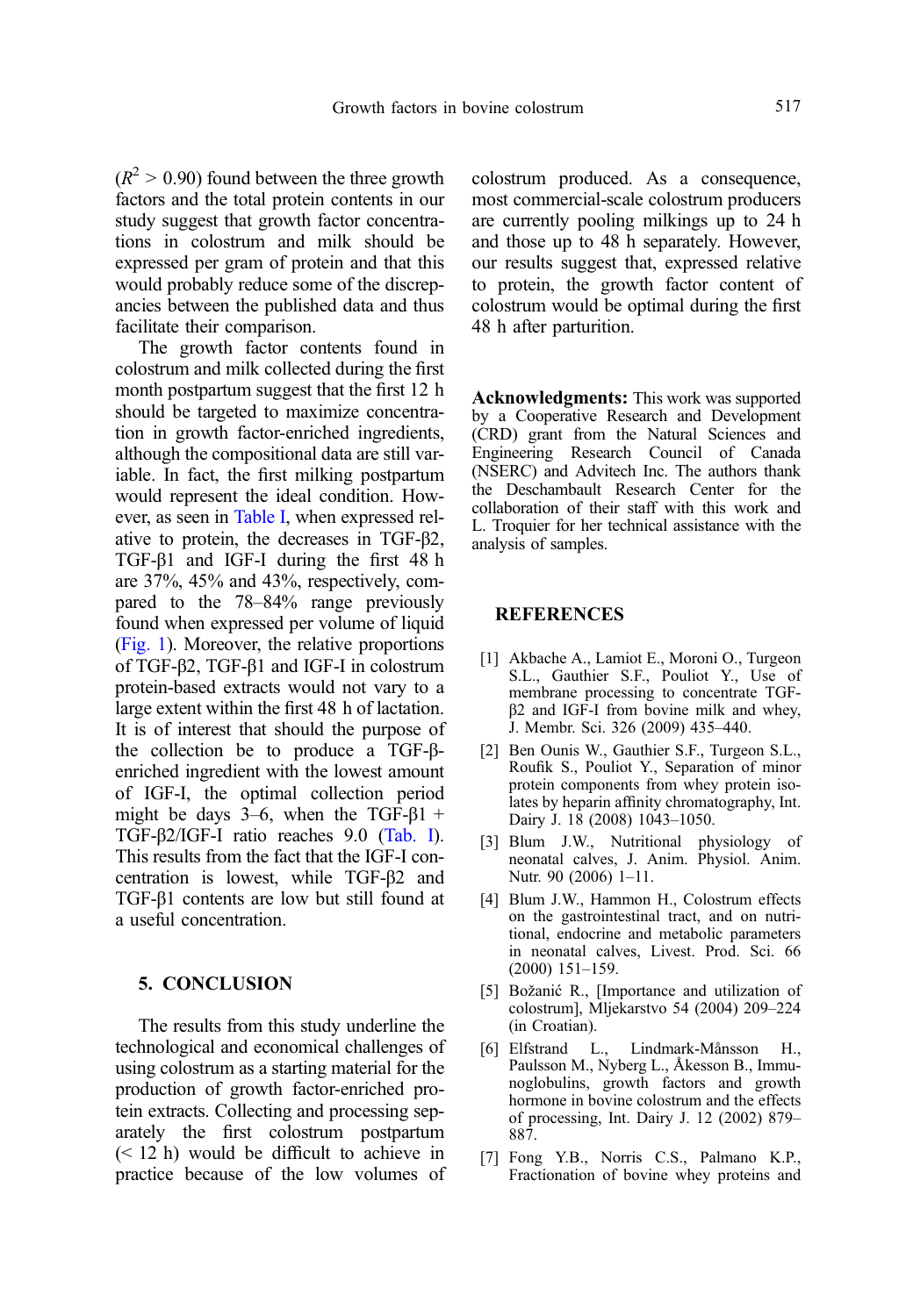($R^2$ > 0.90) found between the three growth factors and the total protein contents in our study suggest that growth factor concentrations in colostrum and milk should be expressed per gram of protein and that this would probably reduce some of the discrepancies between the published data and thus facilitate their comparison.

The growth factor contents found in colostrum and milk collected during the first month postpartum suggest that the first 12 h should be targeted to maximize concentration in growth factor-enriched ingredients, although the compositional data are still variable. In fact, the first milking postpartum would represent the ideal condition. However, as seen in Table I, when expressed relative to protein, the decreases in TGF-β2, TGF-β1 and IGF-I during the first 48 h are 37%, 45% and 43%, respectively, compared to the 78–84% range previously found when expressed per volume of liquid (Fig. 1). Moreover, the relative proportions of TGF-β2, TGF-β1 and IGF-I in colostrum protein-based extracts would not vary to a large extent within the first 48 h of lactation. It is of interest that should the purpose of the collection be to produce a TGF-β-enriched ingredient with the lowest amount of IGF-I, the optimal collection period might be days 3–6, when the TGF-β1 + TGF-β2/IGF-I ratio reaches 9.0 (Tab. I). This results from the fact that the IGF-I concentration is lowest, while TGF-β2 and TGF-β1 contents are low but still found at a useful concentration.

## 5. CONCLUSION

The results from this study underline the technological and economical challenges of using colostrum as a starting material for the production of growth factor-enriched protein extracts. Collecting and processing separately the first colostrum postpartum (< 12 h) would be difficult to achieve in practice because of the low volumes of colostrum produced. As a consequence, most commercial-scale colostrum producers are currently pooling milkings up to 24 h and those up to 48 h separately. However, our results suggest that, expressed relative to protein, the growth factor content of colostrum would be optimal during the first 48 h after parturition.

**Acknowledgments:** This work was supported by a Cooperative Research and Development (CRD) grant from the Natural Sciences and Engineering Research Council of Canada (NSERC) and Advitech Inc. The authors thank the Deschambault Research Center for the collaboration of their staff with this work and L. Troquier for her technical assistance with the analysis of samples.

## REFERENCES

[1] Akbache A., Lamiot E., Moroni O., Turgeon S.L., Gauthier S.F., Pouliot Y., Use of membrane processing to concentrate TGF-β2 and IGF-I from bovine milk and whey, J. Membr. Sci. 326 (2009) 435–440.

[2] Ben Ounis W., Gauthier S.F., Turgeon S.L., Roufik S., Pouliot Y., Separation of minor protein components from whey protein isolates by heparin affinity chromatography, Int. Dairy J. 18 (2008) 1043–1050.

[3] Blum J.W., Nutritional physiology of neonatal calves, J. Anim. Physiol. Anim. Nutr. 90 (2006) 1–11.

[4] Blum J.W., Hammon H., Colostrum effects on the gastrointestinal tract, and on nutritional, endocrine and metabolic parameters in neonatal calves, Livest. Prod. Sci. 66 (2000) 151–159.

[5] Božanić R., [Importance and utilization of colostrum], Mljekarstvo 54 (2004) 209–224 (in Croatian).

[6] Elfstrand L., Lindmark-Månsson H., Paulsson M., Nyberg L., Åkesson B., Immunoglobulins, growth factors and growth hormone in bovine colostrum and the effects of processing, Int. Dairy J. 12 (2002) 879–887.

[7] Fong Y.B., Norris C.S., Palmano K.P., Fractionation of bovine whey proteins and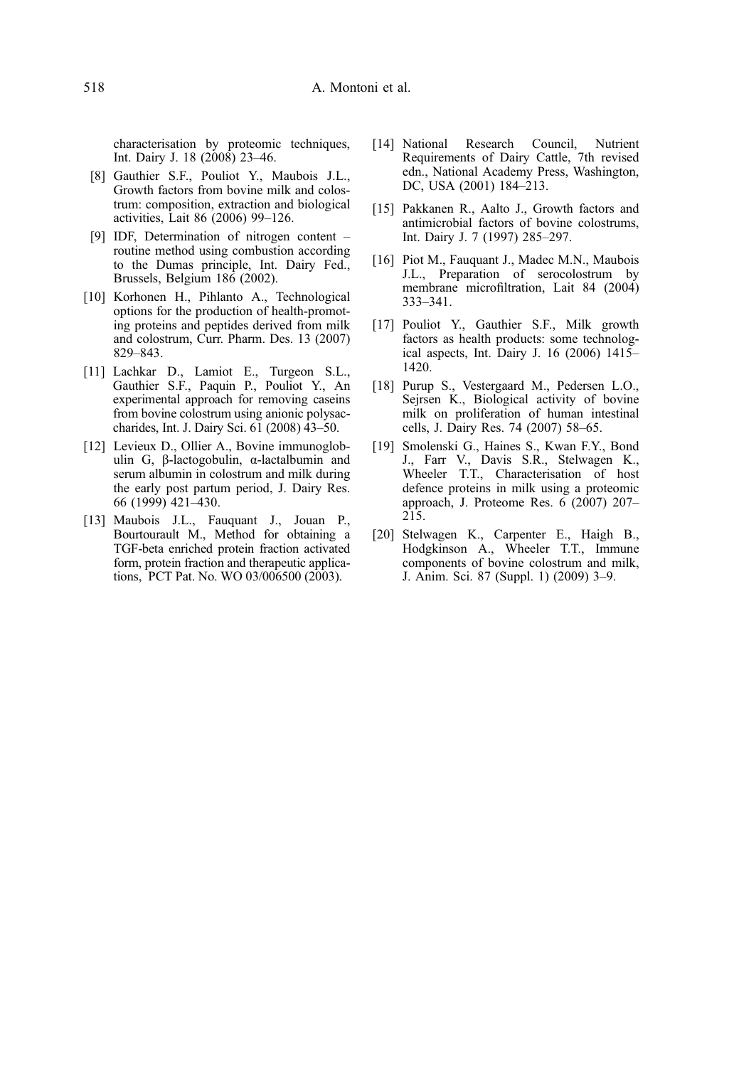characterisation by proteomic techniques, Int. Dairy J. 18 (2008) 23–46.

[8] Gauthier S.F., Pouliot Y., Maubois J.L., Growth factors from bovine milk and colostrum: composition, extraction and biological activities, Lait 86 (2006) 99–126.

[9] IDF, Determination of nitrogen content – routine method using combustion according to the Dumas principle, Int. Dairy Fed., Brussels, Belgium 186 (2002).

[10] Korhonen H., Pihlanto A., Technological options for the production of health-promoting proteins and peptides derived from milk and colostrum, Curr. Pharm. Des. 13 (2007) 829–843.

[11] Lachkar D., Lamiot E., Turgeon S.L., Gauthier S.F., Paquin P., Pouliot Y., An experimental approach for removing caseins from bovine colostrum using anionic polysaccharides, Int. J. Dairy Sci. 61 (2008) 43–50.

[12] Levieux D., Ollier A., Bovine immunoglobulin G, β-lactogobulin, α-lactalbumin and serum albumin in colostrum and milk during the early post partum period, J. Dairy Res. 66 (1999) 421–430.

[13] Maubois J.L., Fauquant J., Jouan P., Bourtourault M., Method for obtaining a TGF-beta enriched protein fraction activated form, protein fraction and therapeutic applications, PCT Pat. No. WO 03/006500 (2003).

[14] National Research Council, Nutrient Requirements of Dairy Cattle, 7th revised edn., National Academy Press, Washington, DC, USA (2001) 184–213.

[15] Pakkanen R., Aalto J., Growth factors and antimicrobial factors of bovine colostrums, Int. Dairy J. 7 (1997) 285–297.

[16] Piot M., Fauquant J., Madec M.N., Maubois J.L., Preparation of serocolostrum by membrane microfiltration, Lait 84 (2004) 333–341.

[17] Pouliot Y., Gauthier S.F., Milk growth factors as health products: some technological aspects, Int. Dairy J. 16 (2006) 1415–1420.

[18] Purup S., Vestergaard M., Pedersen L.O., Sejrsen K., Biological activity of bovine milk on proliferation of human intestinal cells, J. Dairy Res. 74 (2007) 58–65.

[19] Smolenski G., Haines S., Kwan F.Y., Bond J., Farr V., Davis S.R., Stelwagen K., Wheeler T.T., Characterisation of host defence proteins in milk using a proteomic approach, J. Proteome Res. 6 (2007) 207–215.

[20] Stelwagen K., Carpenter E., Haigh B., Hodgkinson A., Wheeler T.T., Immune components of bovine colostrum and milk, J. Anim. Sci. 87 (Suppl. 1) (2009) 3–9.